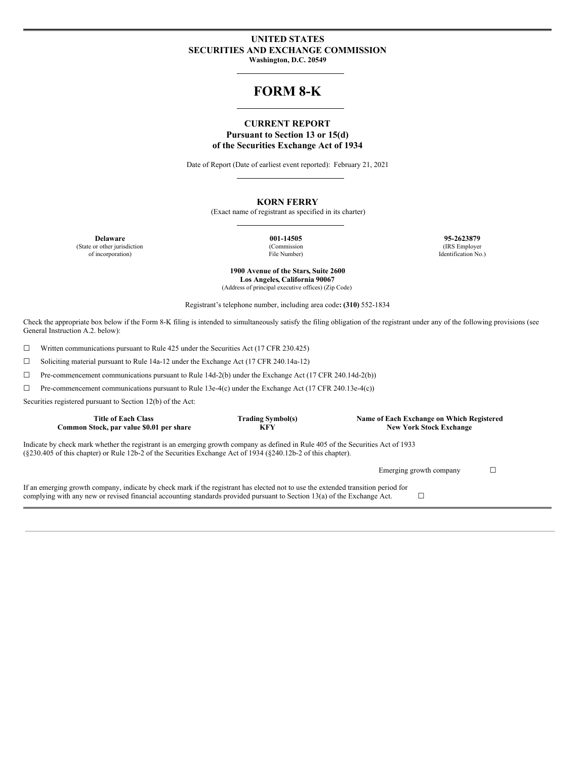# UNITED STATES
# SECURITIES AND EXCHANGE COMMISSION

**Washington, D.C. 20549**

# FORM 8-K

## CURRENT REPORT
**Pursuant to Section 13 or 15(d)**
**of the Securities Exchange Act of 1934**

Date of Report (Date of earliest event reported): February 21, 2021

## KORN FERRY

(Exact name of registrant as specified in its charter)

| **Delaware** | **001-14505** | **95-2623879** |
|---|---|---|
| (State or other jurisdiction of incorporation) | (Commission File Number) | (IRS Employer Identification No.) |

**1900 Avenue of the Stars, Suite 2600**
**Los Angeles, California 90067**
(Address of principal executive offices) (Zip Code)

Registrant's telephone number, including area code**: (310)** 552-1834

Check the appropriate box below if the Form 8-K filing is intended to simultaneously satisfy the filing obligation of the registrant under any of the following provisions (see General Instruction A.2. below):

☐ Written communications pursuant to Rule 425 under the Securities Act (17 CFR 230.425)

☐ Soliciting material pursuant to Rule 14a-12 under the Exchange Act (17 CFR 240.14a-12)

☐ Pre-commencement communications pursuant to Rule 14d-2(b) under the Exchange Act (17 CFR 240.14d-2(b))

☐ Pre-commencement communications pursuant to Rule 13e-4(c) under the Exchange Act (17 CFR 240.13e-4(c))

Securities registered pursuant to Section 12(b) of the Act:

| Title of Each Class | Trading Symbol(s) | Name of Each Exchange on Which Registered |
|---|---|---|
| **Common Stock, par value $0.01 per share** | **KFY** | **New York Stock Exchange** |

Indicate by check mark whether the registrant is an emerging growth company as defined in Rule 405 of the Securities Act of 1933 (§230.405 of this chapter) or Rule 12b-2 of the Securities Exchange Act of 1934 (§240.12b-2 of this chapter).

Emerging growth company ☐

If an emerging growth company, indicate by check mark if the registrant has elected not to use the extended transition period for complying with any new or revised financial accounting standards provided pursuant to Section 13(a) of the Exchange Act. ☐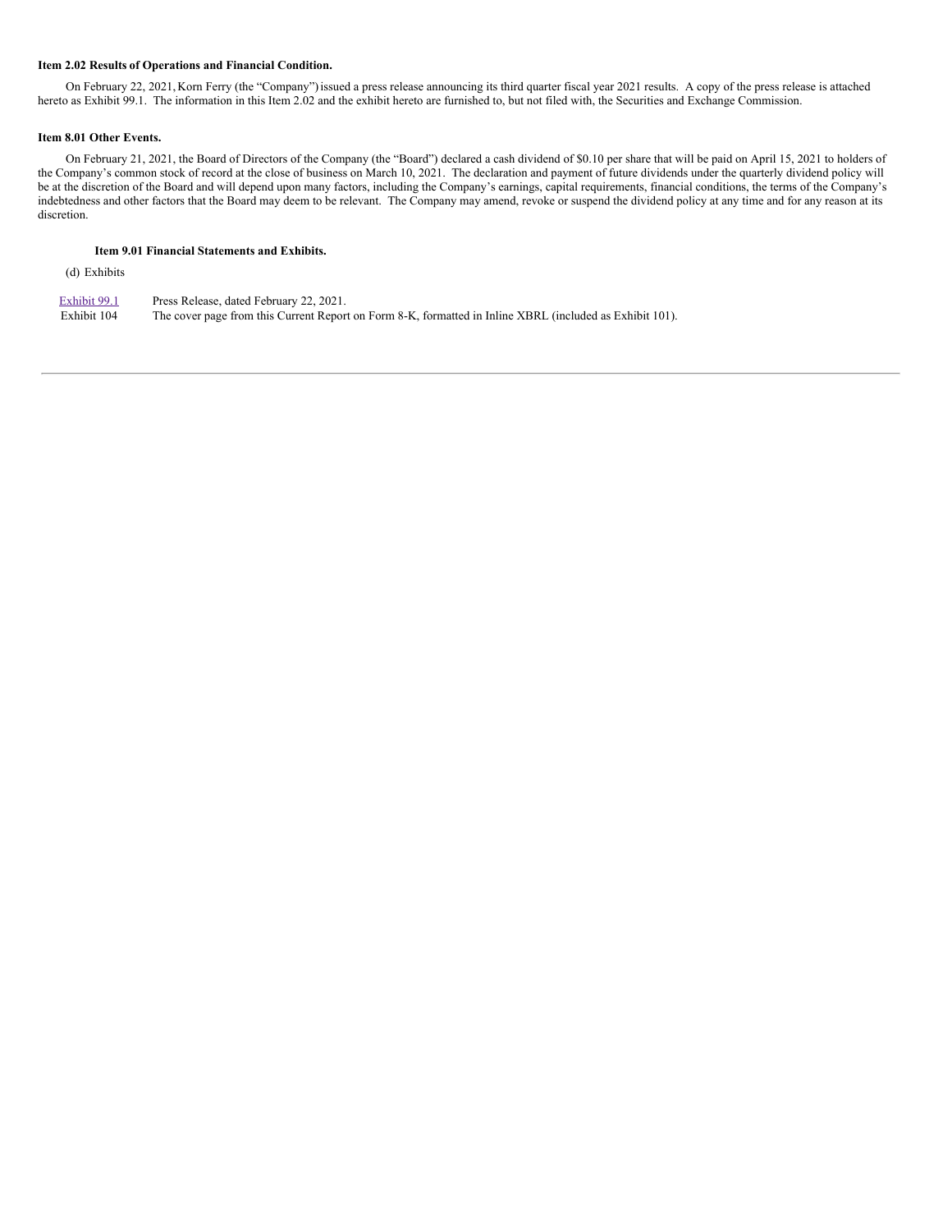**Item 2.02 Results of Operations and Financial Condition.**

On February 22, 2021, Korn Ferry (the "Company") issued a press release announcing its third quarter fiscal year 2021 results. A copy of the press release is attached hereto as Exhibit 99.1. The information in this Item 2.02 and the exhibit hereto are furnished to, but not filed with, the Securities and Exchange Commission.

**Item 8.01 Other Events.**

On February 21, 2021, the Board of Directors of the Company (the "Board") declared a cash dividend of $0.10 per share that will be paid on April 15, 2021 to holders of the Company's common stock of record at the close of business on March 10, 2021. The declaration and payment of future dividends under the quarterly dividend policy will be at the discretion of the Board and will depend upon many factors, including the Company's earnings, capital requirements, financial conditions, the terms of the Company's indebtedness and other factors that the Board may deem to be relevant. The Company may amend, revoke or suspend the dividend policy at any time and for any reason at its discretion.

**Item 9.01 Financial Statements and Exhibits.**

(d) Exhibits

| | |
|---|---|
| Exhibit 99.1 | Press Release, dated February 22, 2021. |
| Exhibit 104 | The cover page from this Current Report on Form 8-K, formatted in Inline XBRL (included as Exhibit 101). |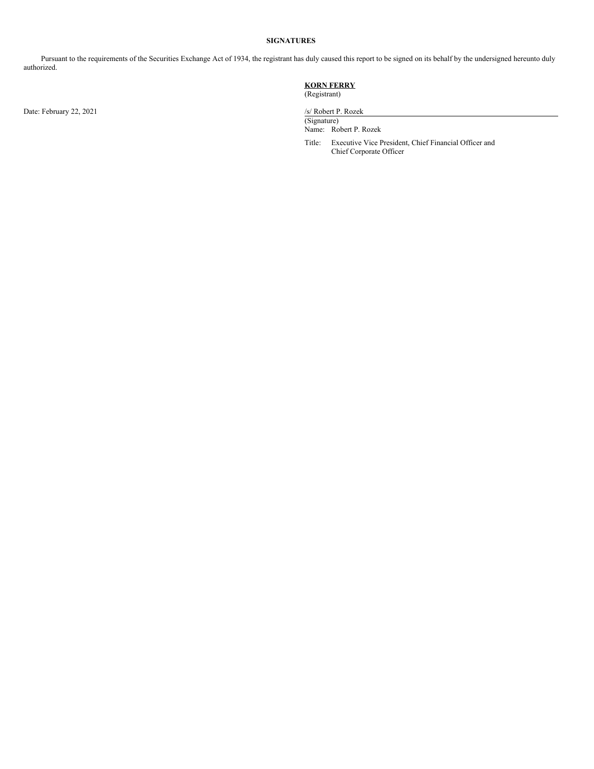## SIGNATURES

Pursuant to the requirements of the Securities Exchange Act of 1934, the registrant has duly caused this report to be signed on its behalf by the undersigned hereunto duly authorized.

**KORN FERRY**
(Registrant)

Date: February 22, 2021

/s/ Robert P. Rozek
(Signature)
Name: Robert P. Rozek
Title: Executive Vice President, Chief Financial Officer and Chief Corporate Officer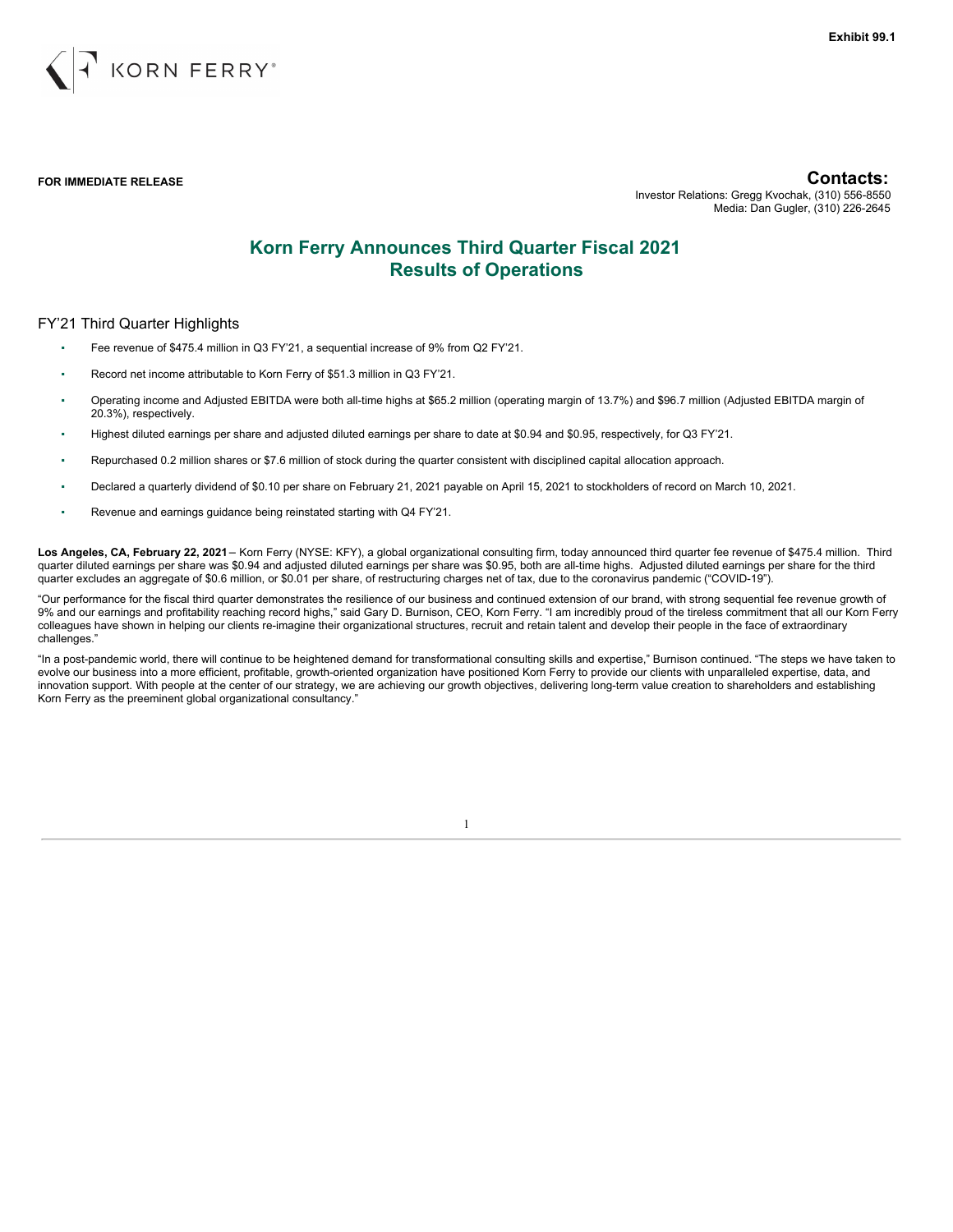**Exhibit 99.1**

KORN FERRY®

**FOR IMMEDIATE RELEASE**

**Contacts:**
Investor Relations: Gregg Kvochak, (310) 556-8550
Media: Dan Gugler, (310) 226-2645

# Korn Ferry Announces Third Quarter Fiscal 2021 Results of Operations

## FY'21 Third Quarter Highlights

- Fee revenue of $475.4 million in Q3 FY'21, a sequential increase of 9% from Q2 FY'21.
- Record net income attributable to Korn Ferry of $51.3 million in Q3 FY'21.
- Operating income and Adjusted EBITDA were both all-time highs at $65.2 million (operating margin of 13.7%) and $96.7 million (Adjusted EBITDA margin of 20.3%), respectively.
- Highest diluted earnings per share and adjusted diluted earnings per share to date at $0.94 and $0.95, respectively, for Q3 FY'21.
- Repurchased 0.2 million shares or $7.6 million of stock during the quarter consistent with disciplined capital allocation approach.
- Declared a quarterly dividend of $0.10 per share on February 21, 2021 payable on April 15, 2021 to stockholders of record on March 10, 2021.
- Revenue and earnings guidance being reinstated starting with Q4 FY'21.

**Los Angeles, CA, February 22, 2021** – Korn Ferry (NYSE: KFY), a global organizational consulting firm, today announced third quarter fee revenue of $475.4 million. Third quarter diluted earnings per share was $0.94 and adjusted diluted earnings per share was $0.95, both are all-time highs. Adjusted diluted earnings per share for the third quarter excludes an aggregate of $0.6 million, or $0.01 per share, of restructuring charges net of tax, due to the coronavirus pandemic ("COVID-19").

"Our performance for the fiscal third quarter demonstrates the resilience of our business and continued extension of our brand, with strong sequential fee revenue growth of 9% and our earnings and profitability reaching record highs," said Gary D. Burnison, CEO, Korn Ferry. "I am incredibly proud of the tireless commitment that all our Korn Ferry colleagues have shown in helping our clients re-imagine their organizational structures, recruit and retain talent and develop their people in the face of extraordinary challenges."

"In a post-pandemic world, there will continue to be heightened demand for transformational consulting skills and expertise," Burnison continued. "The steps we have taken to evolve our business into a more efficient, profitable, growth-oriented organization have positioned Korn Ferry to provide our clients with unparalleled expertise, data, and innovation support. With people at the center of our strategy, we are achieving our growth objectives, delivering long-term value creation to shareholders and establishing Korn Ferry as the preeminent global organizational consultancy."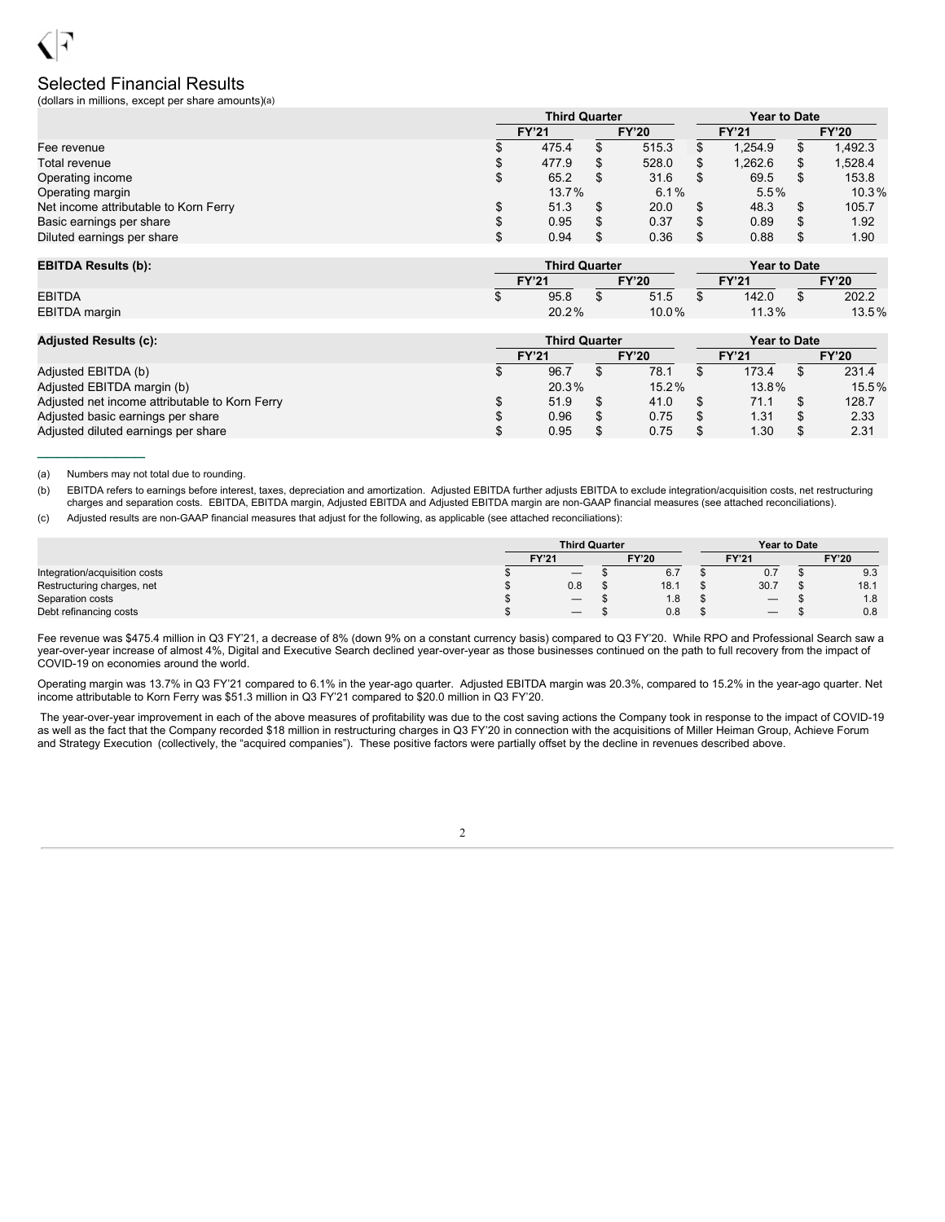## Selected Financial Results

(dollars in millions, except per share amounts)(a)

| | Third Quarter | | Year to Date | |
|---|---|---|---|---|
| | FY'21 | FY'20 | FY'21 | FY'20 |
| Fee revenue | $ 475.4 | $ 515.3 | $ 1,254.9 | $ 1,492.3 |
| Total revenue | $ 477.9 | $ 528.0 | $ 1,262.6 | $ 1,528.4 |
| Operating income | $ 65.2 | $ 31.6 | $ 69.5 | $ 153.8 |
| Operating margin | 13.7% | 6.1% | 5.5% | 10.3% |
| Net income attributable to Korn Ferry | $ 51.3 | $ 20.0 | $ 48.3 | $ 105.7 |
| Basic earnings per share | $ 0.95 | $ 0.37 | $ 0.89 | $ 1.92 |
| Diluted earnings per share | $ 0.94 | $ 0.36 | $ 0.88 | $ 1.90 |

| EBITDA Results (b): | Third Quarter | | Year to Date | |
|---|---|---|---|---|
| | FY'21 | FY'20 | FY'21 | FY'20 |
| EBITDA | $ 95.8 | $ 51.5 | $ 142.0 | $ 202.2 |
| EBITDA margin | 20.2% | 10.0% | 11.3% | 13.5% |

| Adjusted Results (c): | Third Quarter | | Year to Date | |
|---|---|---|---|---|
| | FY'21 | FY'20 | FY'21 | FY'20 |
| Adjusted EBITDA (b) | $ 96.7 | $ 78.1 | $ 173.4 | $ 231.4 |
| Adjusted EBITDA margin (b) | 20.3% | 15.2% | 13.8% | 15.5% |
| Adjusted net income attributable to Korn Ferry | $ 51.9 | $ 41.0 | $ 71.1 | $ 128.7 |
| Adjusted basic earnings per share | $ 0.96 | $ 0.75 | $ 1.31 | $ 2.33 |
| Adjusted diluted earnings per share | $ 0.95 | $ 0.75 | $ 1.30 | $ 2.31 |

(a) Numbers may not total due to rounding.

(b) EBITDA refers to earnings before interest, taxes, depreciation and amortization. Adjusted EBITDA further adjusts EBITDA to exclude integration/acquisition costs, net restructuring charges and separation costs. EBITDA, EBITDA margin, Adjusted EBITDA and Adjusted EBITDA margin are non-GAAP financial measures (see attached reconciliations).

(c) Adjusted results are non-GAAP financial measures that adjust for the following, as applicable (see attached reconciliations):

| | Third Quarter | | Year to Date | |
|---|---|---|---|---|
| | FY'21 | FY'20 | FY'21 | FY'20 |
| Integration/acquisition costs | $ — | $ 6.7 | $ 0.7 | $ 9.3 |
| Restructuring charges, net | $ 0.8 | $ 18.1 | $ 30.7 | $ 18.1 |
| Separation costs | $ — | $ 1.8 | $ — | $ 1.8 |
| Debt refinancing costs | $ — | $ 0.8 | $ — | $ 0.8 |

Fee revenue was $475.4 million in Q3 FY'21, a decrease of 8% (down 9% on a constant currency basis) compared to Q3 FY'20. While RPO and Professional Search saw a year-over-year increase of almost 4%, Digital and Executive Search declined year-over-year as those businesses continued on the path to full recovery from the impact of COVID-19 on economies around the world.

Operating margin was 13.7% in Q3 FY'21 compared to 6.1% in the year-ago quarter. Adjusted EBITDA margin was 20.3%, compared to 15.2% in the year-ago quarter. Net income attributable to Korn Ferry was $51.3 million in Q3 FY'21 compared to $20.0 million in Q3 FY'20.

The year-over-year improvement in each of the above measures of profitability was due to the cost saving actions the Company took in response to the impact of COVID-19 as well as the fact that the Company recorded $18 million in restructuring charges in Q3 FY'20 in connection with the acquisitions of Miller Heiman Group, Achieve Forum and Strategy Execution (collectively, the "acquired companies"). These positive factors were partially offset by the decline in revenues described above.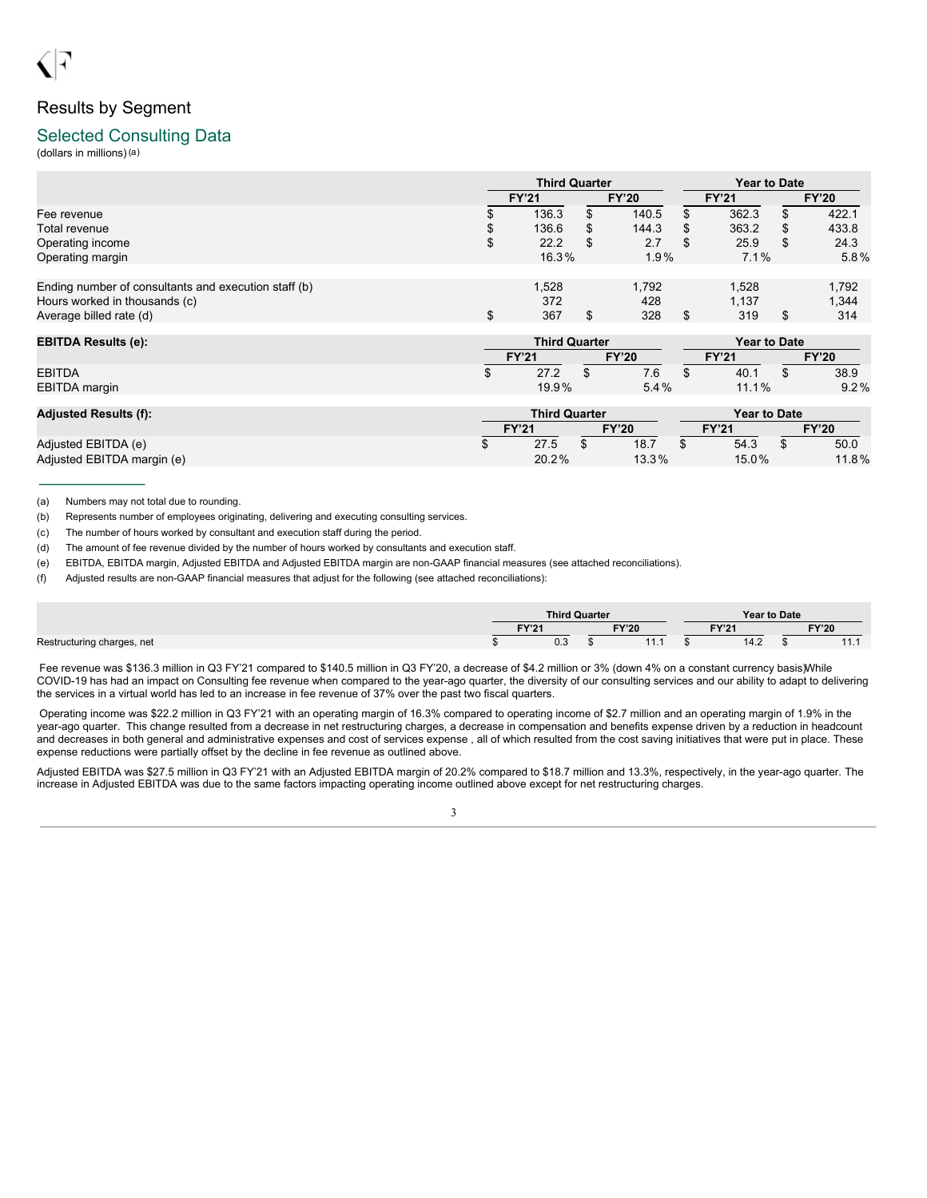## Results by Segment

### Selected Consulting Data

(dollars in millions)(a)

| | Third Quarter | | Year to Date | |
|---|---|---|---|---|
| | FY'21 | FY'20 | FY'21 | FY'20 |
| Fee revenue | $ 136.3 | $ 140.5 | $ 362.3 | $ 422.1 |
| Total revenue | $ 136.6 | $ 144.3 | $ 363.2 | $ 433.8 |
| Operating income | $ 22.2 | $ 2.7 | $ 25.9 | $ 24.3 |
| Operating margin | 16.3% | 1.9% | 7.1% | 5.8% |
| | | | | |
| Ending number of consultants and execution staff (b) | 1,528 | 1,792 | 1,528 | 1,792 |
| Hours worked in thousands (c) | 372 | 428 | 1,137 | 1,344 |
| Average billed rate (d) | $ 367 | $ 328 | $ 319 | $ 314 |

| EBITDA Results (e): | Third Quarter | | Year to Date | |
|---|---|---|---|---|
| | FY'21 | FY'20 | FY'21 | FY'20 |
| EBITDA | $ 27.2 | $ 7.6 | $ 40.1 | $ 38.9 |
| EBITDA margin | 19.9% | 5.4% | 11.1% | 9.2% |

| Adjusted Results (f): | Third Quarter | | Year to Date | |
|---|---|---|---|---|
| | FY'21 | FY'20 | FY'21 | FY'20 |
| Adjusted EBITDA (e) | $ 27.5 | $ 18.7 | $ 54.3 | $ 50.0 |
| Adjusted EBITDA margin (e) | 20.2% | 13.3% | 15.0% | 11.8% |

(a) Numbers may not total due to rounding.

(b) Represents number of employees originating, delivering and executing consulting services.

(c) The number of hours worked by consultant and execution staff during the period.

(d) The amount of fee revenue divided by the number of hours worked by consultants and execution staff.

(e) EBITDA, EBITDA margin, Adjusted EBITDA and Adjusted EBITDA margin are non-GAAP financial measures (see attached reconciliations).

(f) Adjusted results are non-GAAP financial measures that adjust for the following (see attached reconciliations):

| | Third Quarter | | Year to Date | |
|---|---|---|---|---|
| | FY'21 | FY'20 | FY'21 | FY'20 |
| Restructuring charges, net | $ 0.3 | $ 11.1 | $ 14.2 | $ 11.1 |

Fee revenue was $136.3 million in Q3 FY'21 compared to $140.5 million in Q3 FY'20, a decrease of $4.2 million or 3% (down 4% on a constant currency basis). While COVID-19 has had an impact on Consulting fee revenue when compared to the year-ago quarter, the diversity of our consulting services and our ability to adapt to delivering the services in a virtual world has led to an increase in fee revenue of 37% over the past two fiscal quarters.

Operating income was $22.2 million in Q3 FY'21 with an operating margin of 16.3% compared to operating income of $2.7 million and an operating margin of 1.9% in the year-ago quarter. This change resulted from a decrease in net restructuring charges, a decrease in compensation and benefits expense driven by a reduction in headcount and decreases in both general and administrative expenses and cost of services expense , all of which resulted from the cost saving initiatives that were put in place. These expense reductions were partially offset by the decline in fee revenue as outlined above.

Adjusted EBITDA was $27.5 million in Q3 FY'21 with an Adjusted EBITDA margin of 20.2% compared to $18.7 million and 13.3%, respectively, in the year-ago quarter. The increase in Adjusted EBITDA was due to the same factors impacting operating income outlined above except for net restructuring charges.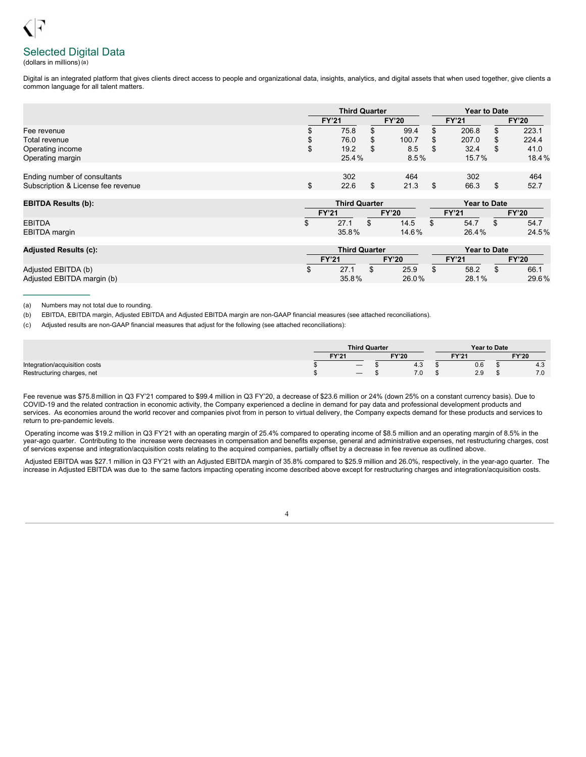## Selected Digital Data

(dollars in millions) (a)

Digital is an integrated platform that gives clients direct access to people and organizational data, insights, analytics, and digital assets that when used together, give clients a common language for all talent matters.

| | Third Quarter | | Year to Date | |
|---|---|---|---|---|
| | FY'21 | FY'20 | FY'21 | FY'20 |
| Fee revenue | $ 75.8 | $ 99.4 | $ 206.8 | $ 223.1 |
| Total revenue | $ 76.0 | $ 100.7 | $ 207.0 | $ 224.4 |
| Operating income | $ 19.2 | $ 8.5 | $ 32.4 | $ 41.0 |
| Operating margin | 25.4% | 8.5% | 15.7% | 18.4% |
| | | | | |
| Ending number of consultants | 302 | 464 | 302 | 464 |
| Subscription & License fee revenue | $ 22.6 | $ 21.3 | $ 66.3 | $ 52.7 |

| EBITDA Results (b): | Third Quarter | | Year to Date | |
|---|---|---|---|---|
| | FY'21 | FY'20 | FY'21 | FY'20 |
| EBITDA | $ 27.1 | $ 14.5 | $ 54.7 | $ 54.7 |
| EBITDA margin | 35.8% | 14.6% | 26.4% | 24.5% |

| Adjusted Results (c): | Third Quarter | | Year to Date | |
|---|---|---|---|---|
| | FY'21 | FY'20 | FY'21 | FY'20 |
| Adjusted EBITDA (b) | $ 27.1 | $ 25.9 | $ 58.2 | $ 66.1 |
| Adjusted EBITDA margin (b) | 35.8% | 26.0% | 28.1% | 29.6% |

(a) Numbers may not total due to rounding.

(b) EBITDA, EBITDA margin, Adjusted EBITDA and Adjusted EBITDA margin are non-GAAP financial measures (see attached reconciliations).

(c) Adjusted results are non-GAAP financial measures that adjust for the following (see attached reconciliations):

| | Third Quarter | | Year to Date | |
|---|---|---|---|---|
| | FY'21 | FY'20 | FY'21 | FY'20 |
| Integration/acquisition costs | $ — | $ 4.3 | $ 0.6 | $ 4.3 |
| Restructuring charges, net | $ — | $ 7.0 | $ 2.9 | $ 7.0 |

Fee revenue was $75.8 million in Q3 FY'21 compared to $99.4 million in Q3 FY'20, a decrease of $23.6 million or 24% (down 25% on a constant currency basis). Due to COVID-19 and the related contraction in economic activity, the Company experienced a decline in demand for pay data and professional development products and services. As economies around the world recover and companies pivot from in person to virtual delivery, the Company expects demand for these products and services to return to pre-pandemic levels.

Operating income was $19.2 million in Q3 FY'21 with an operating margin of 25.4% compared to operating income of $8.5 million and an operating margin of 8.5% in the year-ago quarter. Contributing to the increase were decreases in compensation and benefits expense, general and administrative expenses, net restructuring charges, cost of services expense and integration/acquisition costs relating to the acquired companies, partially offset by a decrease in fee revenue as outlined above.

Adjusted EBITDA was $27.1 million in Q3 FY'21 with an Adjusted EBITDA margin of 35.8% compared to $25.9 million and 26.0%, respectively, in the year-ago quarter. The increase in Adjusted EBITDA was due to the same factors impacting operating income described above except for restructuring charges and integration/acquisition costs.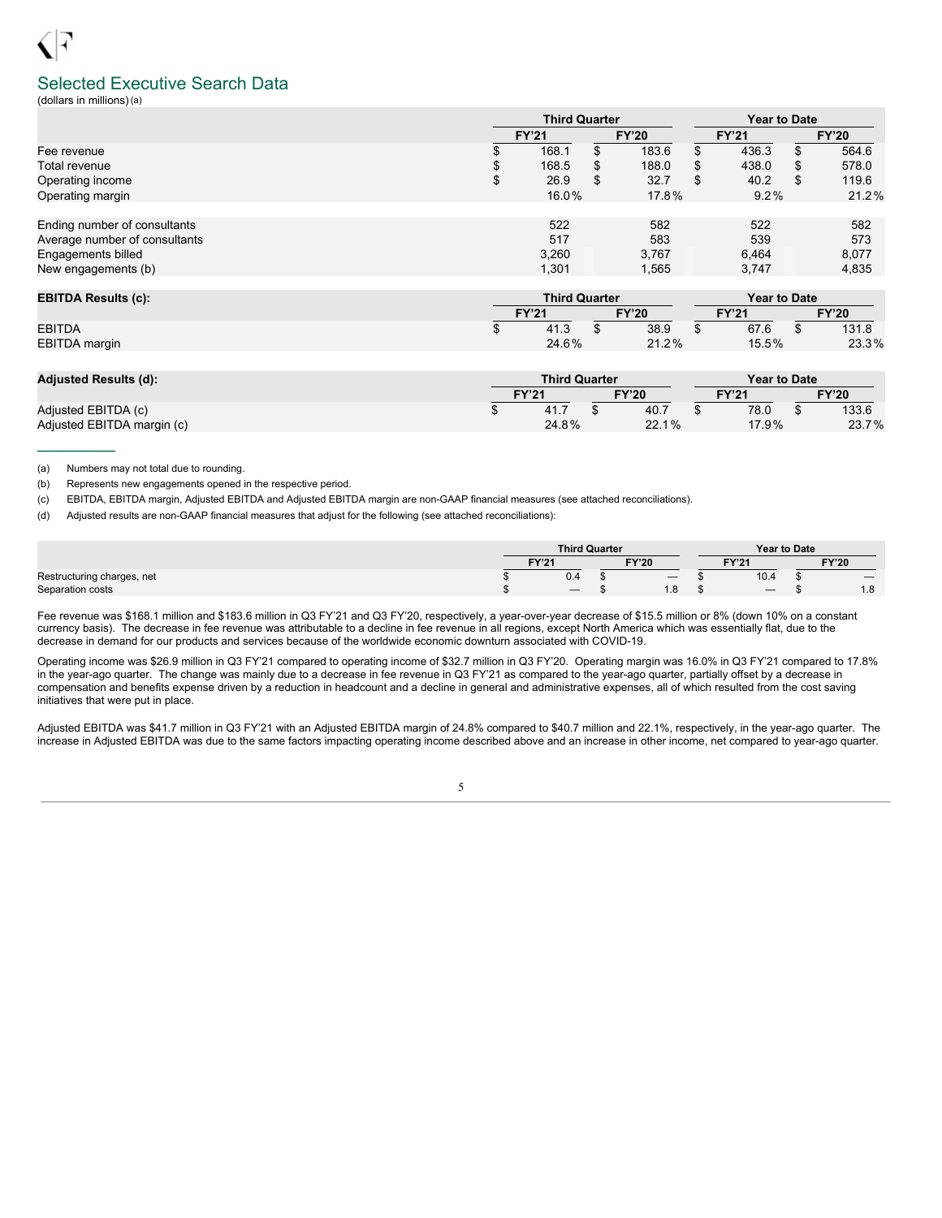## Selected Executive Search Data

(dollars in millions) (a)

| | Third Quarter | | Year to Date | |
|---|---|---|---|---|
| | FY'21 | FY'20 | FY'21 | FY'20 |
| Fee revenue | $ 168.1 | $ 183.6 | $ 436.3 | $ 564.6 |
| Total revenue | $ 168.5 | $ 188.0 | $ 438.0 | $ 578.0 |
| Operating income | $ 26.9 | $ 32.7 | $ 40.2 | $ 119.6 |
| Operating margin | 16.0% | 17.8% | 9.2% | 21.2% |
| | | | | |
| Ending number of consultants | 522 | 582 | 522 | 582 |
| Average number of consultants | 517 | 583 | 539 | 573 |
| Engagements billed | 3,260 | 3,767 | 6,464 | 8,077 |
| New engagements (b) | 1,301 | 1,565 | 3,747 | 4,835 |

| **EBITDA Results (c):** | Third Quarter | | Year to Date | |
|---|---|---|---|---|
| | FY'21 | FY'20 | FY'21 | FY'20 |
| EBITDA | $ 41.3 | $ 38.9 | $ 67.6 | $ 131.8 |
| EBITDA margin | 24.6% | 21.2% | 15.5% | 23.3% |

| **Adjusted Results (d):** | Third Quarter | | Year to Date | |
|---|---|---|---|---|
| | FY'21 | FY'20 | FY'21 | FY'20 |
| Adjusted EBITDA (c) | $ 41.7 | $ 40.7 | $ 78.0 | $ 133.6 |
| Adjusted EBITDA margin (c) | 24.8% | 22.1% | 17.9% | 23.7% |

---

(a) Numbers may not total due to rounding.

(b) Represents new engagements opened in the respective period.

(c) EBITDA, EBITDA margin, Adjusted EBITDA and Adjusted EBITDA margin are non-GAAP financial measures (see attached reconciliations).

(d) Adjusted results are non-GAAP financial measures that adjust for the following (see attached reconciliations):

| | Third Quarter | | Year to Date | |
|---|---|---|---|---|
| | FY'21 | FY'20 | FY'21 | FY'20 |
| Restructuring charges, net | $ 0.4 | $ — | $ 10.4 | $ — |
| Separation costs | $ — | $ 1.8 | $ — | $ 1.8 |

Fee revenue was $168.1 million and $183.6 million in Q3 FY'21 and Q3 FY'20, respectively, a year-over-year decrease of $15.5 million or 8% (down 10% on a constant currency basis). The decrease in fee revenue was attributable to a decline in fee revenue in all regions, except North America which was essentially flat, due to the decrease in demand for our products and services because of the worldwide economic downturn associated with COVID-19.

Operating income was $26.9 million in Q3 FY'21 compared to operating income of $32.7 million in Q3 FY'20. Operating margin was 16.0% in Q3 FY'21 compared to 17.8% in the year-ago quarter. The change was mainly due to a decrease in fee revenue in Q3 FY'21 as compared to the year-ago quarter, partially offset by a decrease in compensation and benefits expense driven by a reduction in headcount and a decline in general and administrative expenses, all of which resulted from the cost saving initiatives that were put in place.

Adjusted EBITDA was $41.7 million in Q3 FY'21 with an Adjusted EBITDA margin of 24.8% compared to $40.7 million and 22.1%, respectively, in the year-ago quarter. The increase in Adjusted EBITDA was due to the same factors impacting operating income described above and an increase in other income, net compared to year-ago quarter.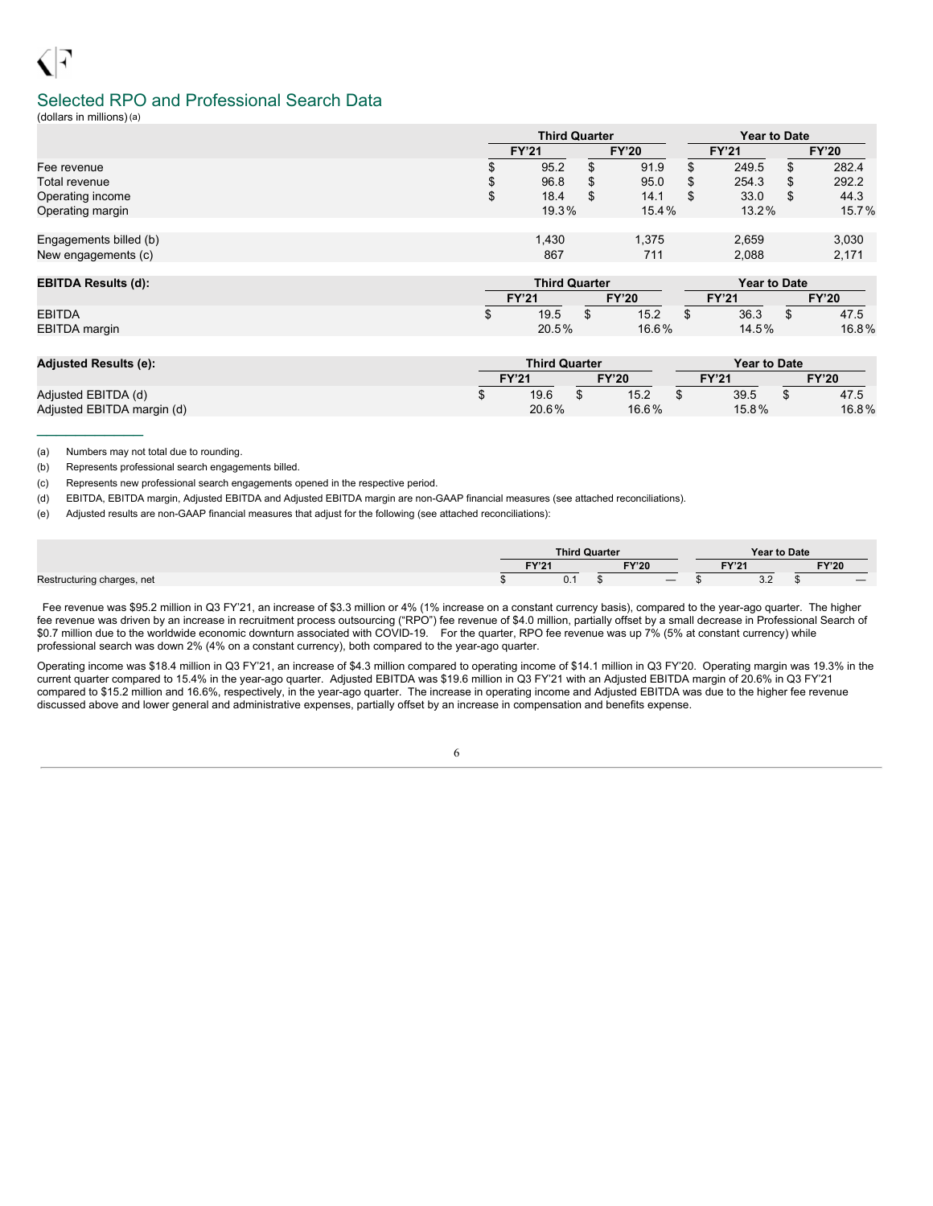## Selected RPO and Professional Search Data

(dollars in millions) (a)

| | Third Quarter | | Year to Date | |
|---|---|---|---|---|
| | FY'21 | FY'20 | FY'21 | FY'20 |
| Fee revenue | $ 95.2 | $ 91.9 | $ 249.5 | $ 282.4 |
| Total revenue | $ 96.8 | $ 95.0 | $ 254.3 | $ 292.2 |
| Operating income | $ 18.4 | $ 14.1 | $ 33.0 | $ 44.3 |
| Operating margin | 19.3% | 15.4% | 13.2% | 15.7% |
| | | | | |
| Engagements billed (b) | 1,430 | 1,375 | 2,659 | 3,030 |
| New engagements (c) | 867 | 711 | 2,088 | 2,171 |

| EBITDA Results (d): | Third Quarter | | Year to Date | |
|---|---|---|---|---|
| | FY'21 | FY'20 | FY'21 | FY'20 |
| EBITDA | $ 19.5 | $ 15.2 | $ 36.3 | $ 47.5 |
| EBITDA margin | 20.5% | 16.6% | 14.5% | 16.8% |

| Adjusted Results (e): | Third Quarter | | Year to Date | |
|---|---|---|---|---|
| | FY'21 | FY'20 | FY'21 | FY'20 |
| Adjusted EBITDA (d) | $ 19.6 | $ 15.2 | $ 39.5 | $ 47.5 |
| Adjusted EBITDA margin (d) | 20.6% | 16.6% | 15.8% | 16.8% |

(a) Numbers may not total due to rounding.

(b) Represents professional search engagements billed.

(c) Represents new professional search engagements opened in the respective period.

(d) EBITDA, EBITDA margin, Adjusted EBITDA and Adjusted EBITDA margin are non-GAAP financial measures (see attached reconciliations).

(e) Adjusted results are non-GAAP financial measures that adjust for the following (see attached reconciliations):

| | Third Quarter | | Year to Date | |
|---|---|---|---|---|
| | FY'21 | FY'20 | FY'21 | FY'20 |
| Restructuring charges, net | $ 0.1 | $ — | $ 3.2 | $ — |

Fee revenue was $95.2 million in Q3 FY'21, an increase of $3.3 million or 4% (1% increase on a constant currency basis), compared to the year-ago quarter. The higher fee revenue was driven by an increase in recruitment process outsourcing ("RPO") fee revenue of $4.0 million, partially offset by a small decrease in Professional Search of $0.7 million due to the worldwide economic downturn associated with COVID-19. For the quarter, RPO fee revenue was up 7% (5% at constant currency) while professional search was down 2% (4% on a constant currency), both compared to the year-ago quarter.

Operating income was $18.4 million in Q3 FY'21, an increase of $4.3 million compared to operating income of $14.1 million in Q3 FY'20. Operating margin was 19.3% in the current quarter compared to 15.4% in the year-ago quarter. Adjusted EBITDA was $19.6 million in Q3 FY'21 with an Adjusted EBITDA margin of 20.6% in Q3 FY'21 compared to $15.2 million and 16.6%, respectively, in the year-ago quarter. The increase in operating income and Adjusted EBITDA was due to the higher fee revenue discussed above and lower general and administrative expenses, partially offset by an increase in compensation and benefits expense.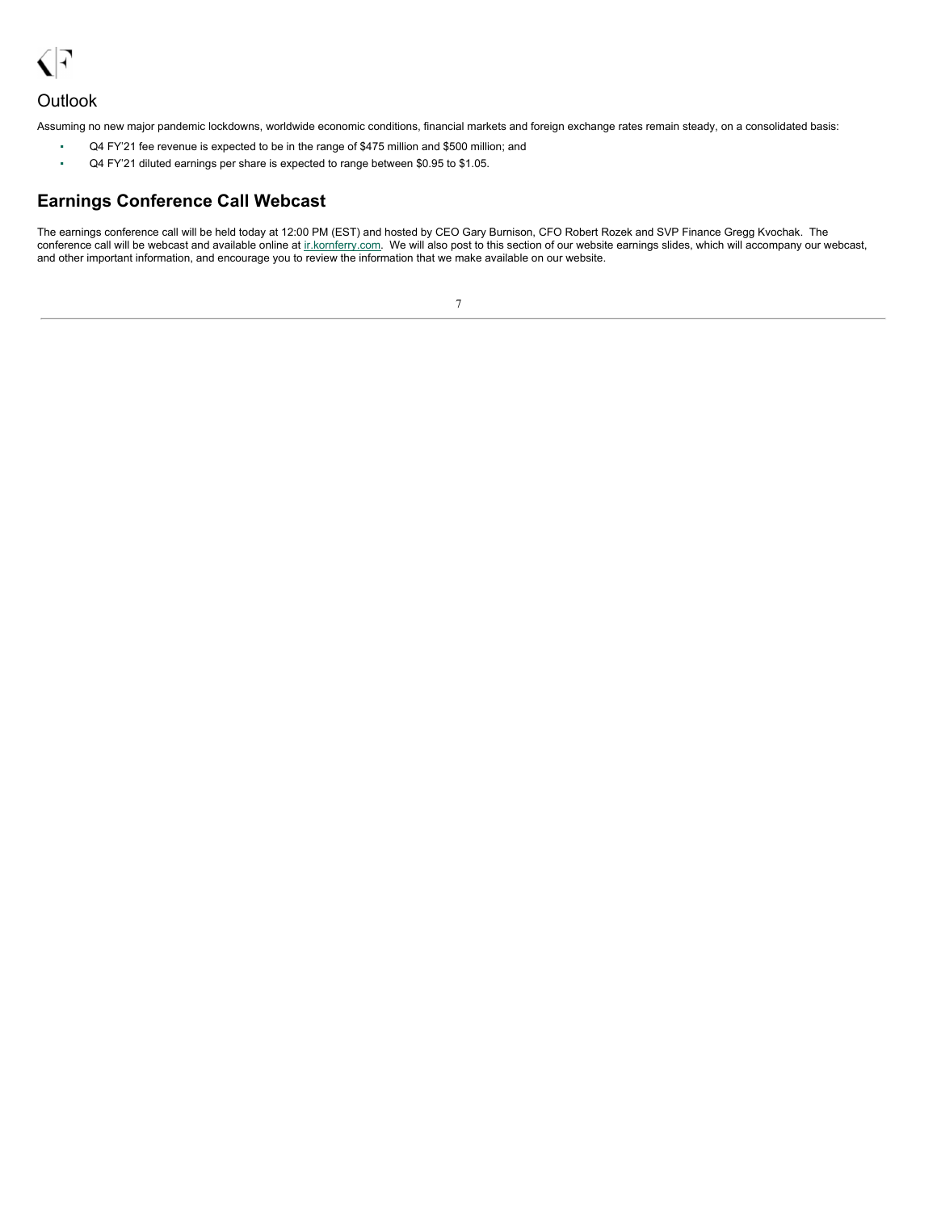## Outlook

Assuming no new major pandemic lockdowns, worldwide economic conditions, financial markets and foreign exchange rates remain steady, on a consolidated basis:

- Q4 FY'21 fee revenue is expected to be in the range of $475 million and $500 million; and
- Q4 FY'21 diluted earnings per share is expected to range between $0.95 to $1.05.

## Earnings Conference Call Webcast

The earnings conference call will be held today at 12:00 PM (EST) and hosted by CEO Gary Burnison, CFO Robert Rozek and SVP Finance Gregg Kvochak. The conference call will be webcast and available online at ir.kornferry.com. We will also post to this section of our website earnings slides, which will accompany our webcast, and other important information, and encourage you to review the information that we make available on our website.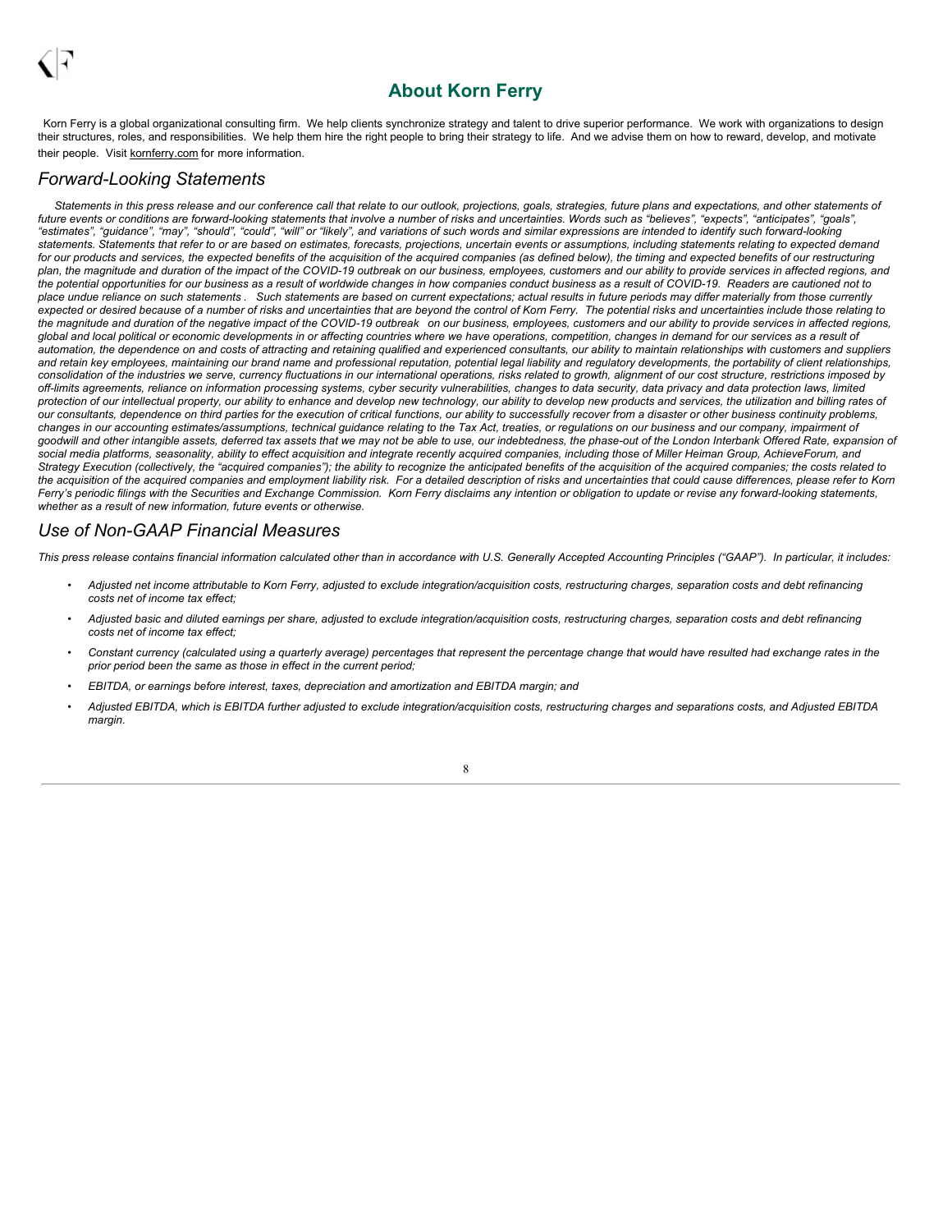## About Korn Ferry

Korn Ferry is a global organizational consulting firm. We help clients synchronize strategy and talent to drive superior performance. We work with organizations to design their structures, roles, and responsibilities. We help them hire the right people to bring their strategy to life. And we advise them on how to reward, develop, and motivate their people. Visit kornferry.com for more information.

### *Forward-Looking Statements*

*Statements in this press release and our conference call that relate to our outlook, projections, goals, strategies, future plans and expectations, and other statements of future events or conditions are forward-looking statements that involve a number of risks and uncertainties. Words such as "believes", "expects", "anticipates", "goals", "estimates", "guidance", "may", "should", "could", "will" or "likely", and variations of such words and similar expressions are intended to identify such forward-looking statements. Statements that refer to or are based on estimates, forecasts, projections, uncertain events or assumptions, including statements relating to expected demand for our products and services, the expected benefits of the acquisition of the acquired companies (as defined below), the timing and expected benefits of our restructuring plan, the magnitude and duration of the impact of the COVID-19 outbreak on our business, employees, customers and our ability to provide services in affected regions, and the potential opportunities for our business as a result of worldwide changes in how companies conduct business as a result of COVID-19. Readers are cautioned not to place undue reliance on such statements . Such statements are based on current expectations; actual results in future periods may differ materially from those currently expected or desired because of a number of risks and uncertainties that are beyond the control of Korn Ferry. The potential risks and uncertainties include those relating to the magnitude and duration of the negative impact of the COVID-19 outbreak on our business, employees, customers and our ability to provide services in affected regions, global and local political or economic developments in or affecting countries where we have operations, competition, changes in demand for our services as a result of automation, the dependence on and costs of attracting and retaining qualified and experienced consultants, our ability to maintain relationships with customers and suppliers and retain key employees, maintaining our brand name and professional reputation, potential legal liability and regulatory developments, the portability of client relationships, consolidation of the industries we serve, currency fluctuations in our international operations, risks related to growth, alignment of our cost structure, restrictions imposed by off-limits agreements, reliance on information processing systems, cyber security vulnerabilities, changes to data security, data privacy and data protection laws, limited protection of our intellectual property, our ability to enhance and develop new technology, our ability to develop new products and services, the utilization and billing rates of our consultants, dependence on third parties for the execution of critical functions, our ability to successfully recover from a disaster or other business continuity problems, changes in our accounting estimates/assumptions, technical guidance relating to the Tax Act, treaties, or regulations on our business and our company, impairment of goodwill and other intangible assets, deferred tax assets that we may not be able to use, our indebtedness, the phase-out of the London Interbank Offered Rate, expansion of social media platforms, seasonality, ability to effect acquisition and integrate recently acquired companies, including those of Miller Heiman Group, AchieveForum, and Strategy Execution (collectively, the "acquired companies"); the ability to recognize the anticipated benefits of the acquisition of the acquired companies; the costs related to the acquisition of the acquired companies and employment liability risk. For a detailed description of risks and uncertainties that could cause differences, please refer to Korn Ferry's periodic filings with the Securities and Exchange Commission. Korn Ferry disclaims any intention or obligation to update or revise any forward-looking statements, whether as a result of new information, future events or otherwise.*

### *Use of Non-GAAP Financial Measures*

*This press release contains financial information calculated other than in accordance with U.S. Generally Accepted Accounting Principles ("GAAP"). In particular, it includes:*

- *Adjusted net income attributable to Korn Ferry, adjusted to exclude integration/acquisition costs, restructuring charges, separation costs and debt refinancing costs net of income tax effect;*
- *Adjusted basic and diluted earnings per share, adjusted to exclude integration/acquisition costs, restructuring charges, separation costs and debt refinancing costs net of income tax effect;*
- *Constant currency (calculated using a quarterly average) percentages that represent the percentage change that would have resulted had exchange rates in the prior period been the same as those in effect in the current period;*
- *EBITDA, or earnings before interest, taxes, depreciation and amortization and EBITDA margin; and*
- *Adjusted EBITDA, which is EBITDA further adjusted to exclude integration/acquisition costs, restructuring charges and separations costs, and Adjusted EBITDA margin.*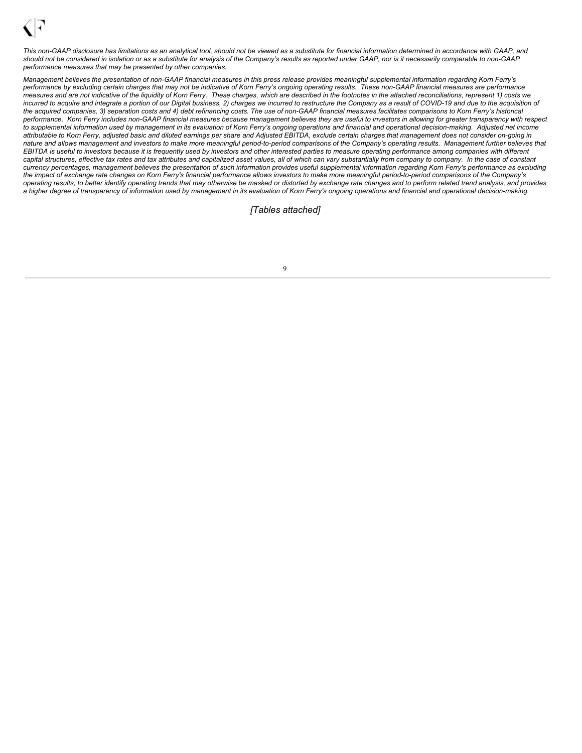*This non-GAAP disclosure has limitations as an analytical tool, should not be viewed as a substitute for financial information determined in accordance with GAAP, and should not be considered in isolation or as a substitute for analysis of the Company's results as reported under GAAP, nor is it necessarily comparable to non-GAAP performance measures that may be presented by other companies.*

*Management believes the presentation of non-GAAP financial measures in this press release provides meaningful supplemental information regarding Korn Ferry's performance by excluding certain charges that may not be indicative of Korn Ferry's ongoing operating results. These non-GAAP financial measures are performance measures and are not indicative of the liquidity of Korn Ferry. These charges, which are described in the footnotes in the attached reconciliations, represent 1) costs we incurred to acquire and integrate a portion of our Digital business, 2) charges we incurred to restructure the Company as a result of COVID-19 and due to the acquisition of the acquired companies, 3) separation costs and 4) debt refinancing costs. The use of non-GAAP financial measures facilitates comparisons to Korn Ferry's historical performance. Korn Ferry includes non-GAAP financial measures because management believes they are useful to investors in allowing for greater transparency with respect to supplemental information used by management in its evaluation of Korn Ferry's ongoing operations and financial and operational decision-making. Adjusted net income attributable to Korn Ferry, adjusted basic and diluted earnings per share and Adjusted EBITDA, exclude certain charges that management does not consider on-going in nature and allows management and investors to make more meaningful period-to-period comparisons of the Company's operating results. Management further believes that EBITDA is useful to investors because it is frequently used by investors and other interested parties to measure operating performance among companies with different capital structures, effective tax rates and tax attributes and capitalized asset values, all of which can vary substantially from company to company. In the case of constant currency percentages, management believes the presentation of such information provides useful supplemental information regarding Korn Ferry's performance as excluding the impact of exchange rate changes on Korn Ferry's financial performance allows investors to make more meaningful period-to-period comparisons of the Company's operating results, to better identify operating trends that may otherwise be masked or distorted by exchange rate changes and to perform related trend analysis, and provides a higher degree of transparency of information used by management in its evaluation of Korn Ferry's ongoing operations and financial and operational decision-making.*

*[Tables attached]*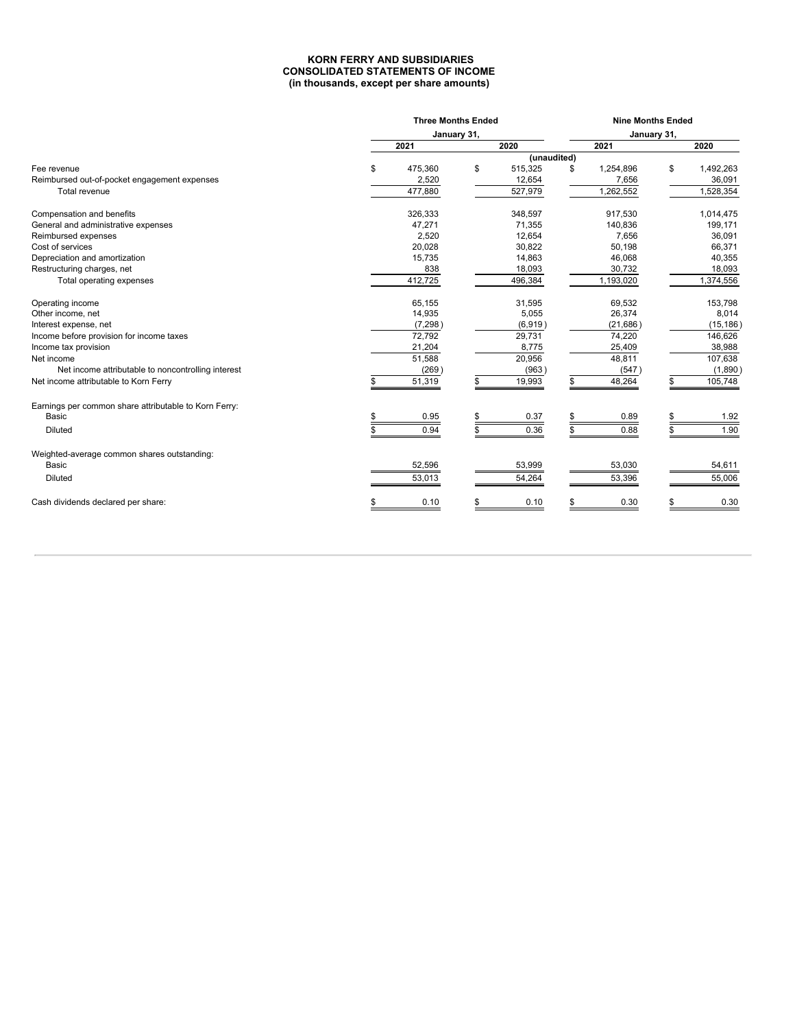**KORN FERRY AND SUBSIDIARIES**
**CONSOLIDATED STATEMENTS OF INCOME**
**(in thousands, except per share amounts)**

| | Three Months Ended January 31, | | Nine Months Ended January 31, | |
|---|---|---|---|---|
| | 2021 | 2020 | 2021 | 2020 |
| | (unaudited) | | | |
| Fee revenue | $ 475,360 | $ 515,325 | $ 1,254,896 | $ 1,492,263 |
| Reimbursed out-of-pocket engagement expenses | 2,520 | 12,654 | 7,656 | 36,091 |
| Total revenue | 477,880 | 527,979 | 1,262,552 | 1,528,354 |
| | | | | |
| Compensation and benefits | 326,333 | 348,597 | 917,530 | 1,014,475 |
| General and administrative expenses | 47,271 | 71,355 | 140,836 | 199,171 |
| Reimbursed expenses | 2,520 | 12,654 | 7,656 | 36,091 |
| Cost of services | 20,028 | 30,822 | 50,198 | 66,371 |
| Depreciation and amortization | 15,735 | 14,863 | 46,068 | 40,355 |
| Restructuring charges, net | 838 | 18,093 | 30,732 | 18,093 |
| Total operating expenses | 412,725 | 496,384 | 1,193,020 | 1,374,556 |
| | | | | |
| Operating income | 65,155 | 31,595 | 69,532 | 153,798 |
| Other income, net | 14,935 | 5,055 | 26,374 | 8,014 |
| Interest expense, net | (7,298) | (6,919) | (21,686) | (15,186) |
| Income before provision for income taxes | 72,792 | 29,731 | 74,220 | 146,626 |
| Income tax provision | 21,204 | 8,775 | 25,409 | 38,988 |
| Net income | 51,588 | 20,956 | 48,811 | 107,638 |
| Net income attributable to noncontrolling interest | (269) | (963) | (547) | (1,890) |
| Net income attributable to Korn Ferry | $ 51,319 | $ 19,993 | $ 48,264 | $ 105,748 |
| | | | | |
| Earnings per common share attributable to Korn Ferry: | | | | |
| Basic | $ 0.95 | $ 0.37 | $ 0.89 | $ 1.92 |
| Diluted | $ 0.94 | $ 0.36 | $ 0.88 | $ 1.90 |
| | | | | |
| Weighted-average common shares outstanding: | | | | |
| Basic | 52,596 | 53,999 | 53,030 | 54,611 |
| Diluted | 53,013 | 54,264 | 53,396 | 55,006 |
| | | | | |
| Cash dividends declared per share: | $ 0.10 | $ 0.10 | $ 0.30 | $ 0.30 |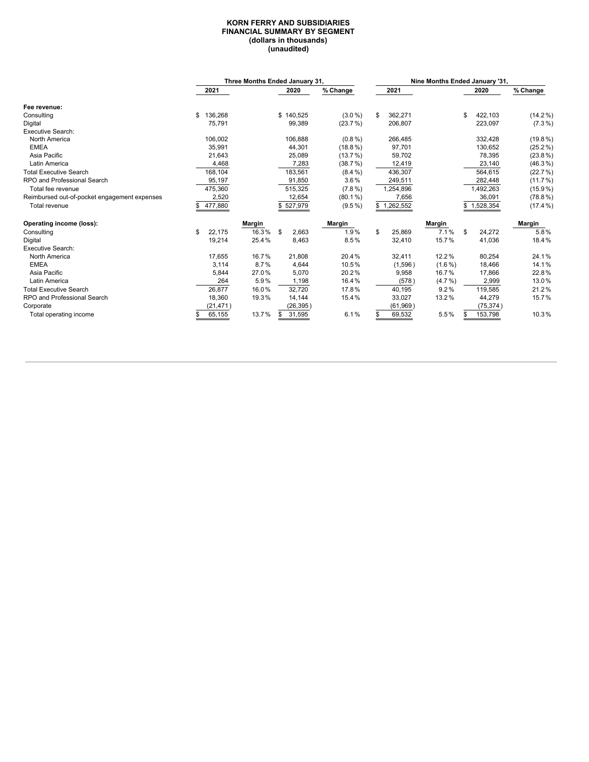**KORN FERRY AND SUBSIDIARIES**
**FINANCIAL SUMMARY BY SEGMENT**
**(dollars in thousands)**
**(unaudited)**

| | Three Months Ended January 31, | | | | Nine Months Ended January '31, | | | |
|---|---|---|---|---|---|---|---|---|
| | 2021 | | 2020 | % Change | 2021 | | 2020 | % Change |
| **Fee revenue:** | | | | | | | | |
| Consulting | $ 136,268 | | $ 140,525 | (3.0 %) | $ 362,271 | | $ 422,103 | (14.2 %) |
| Digital | 75,791 | | 99,389 | (23.7 %) | 206,807 | | 223,097 | (7.3 %) |
| Executive Search: | | | | | | | | |
| North America | 106,002 | | 106,888 | (0.8 %) | 266,485 | | 332,428 | (19.8 %) |
| EMEA | 35,991 | | 44,301 | (18.8 %) | 97,701 | | 130,652 | (25.2 %) |
| Asia Pacific | 21,643 | | 25,089 | (13.7 %) | 59,702 | | 78,395 | (23.8 %) |
| Latin America | 4,468 | | 7,283 | (38.7 %) | 12,419 | | 23,140 | (46.3 %) |
| Total Executive Search | 168,104 | | 183,561 | (8.4 %) | 436,307 | | 564,615 | (22.7 %) |
| RPO and Professional Search | 95,197 | | 91,850 | 3.6 % | 249,511 | | 282,448 | (11.7 %) |
| Total fee revenue | 475,360 | | 515,325 | (7.8 %) | 1,254,896 | | 1,492,263 | (15.9 %) |
| Reimbursed out-of-pocket engagement expenses | 2,520 | | 12,654 | (80.1 %) | 7,656 | | 36,091 | (78.8 %) |
| Total revenue | $ 477,880 | | $ 527,979 | (9.5 %) | $ 1,262,552 | | $ 1,528,354 | (17.4 %) |
| **Operating income (loss):** | | **Margin** | | **Margin** | | **Margin** | | **Margin** |
| Consulting | $ 22,175 | 16.3 % | $ 2,663 | 1.9 % | $ 25,869 | 7.1 % | $ 24,272 | 5.8 % |
| Digital | 19,214 | 25.4 % | 8,463 | 8.5 % | 32,410 | 15.7 % | 41,036 | 18.4 % |
| Executive Search: | | | | | | | | |
| North America | 17,655 | 16.7 % | 21,808 | 20.4 % | 32,411 | 12.2 % | 80,254 | 24.1 % |
| EMEA | 3,114 | 8.7 % | 4,644 | 10.5 % | (1,596 ) | (1.6 %) | 18,466 | 14.1 % |
| Asia Pacific | 5,844 | 27.0 % | 5,070 | 20.2 % | 9,958 | 16.7 % | 17,866 | 22.8 % |
| Latin America | 264 | 5.9 % | 1,198 | 16.4 % | (578 ) | (4.7 %) | 2,999 | 13.0 % |
| Total Executive Search | 26,877 | 16.0 % | 32,720 | 17.8 % | 40,195 | 9.2 % | 119,585 | 21.2 % |
| RPO and Professional Search | 18,360 | 19.3 % | 14,144 | 15.4 % | 33,027 | 13.2 % | 44,279 | 15.7 % |
| Corporate | (21,471 ) | | (26,395 ) | | (61,969 ) | | (75,374 ) | |
| Total operating income | $ 65,155 | 13.7 % | $ 31,595 | 6.1 % | $ 69,532 | 5.5 % | $ 153,798 | 10.3 % |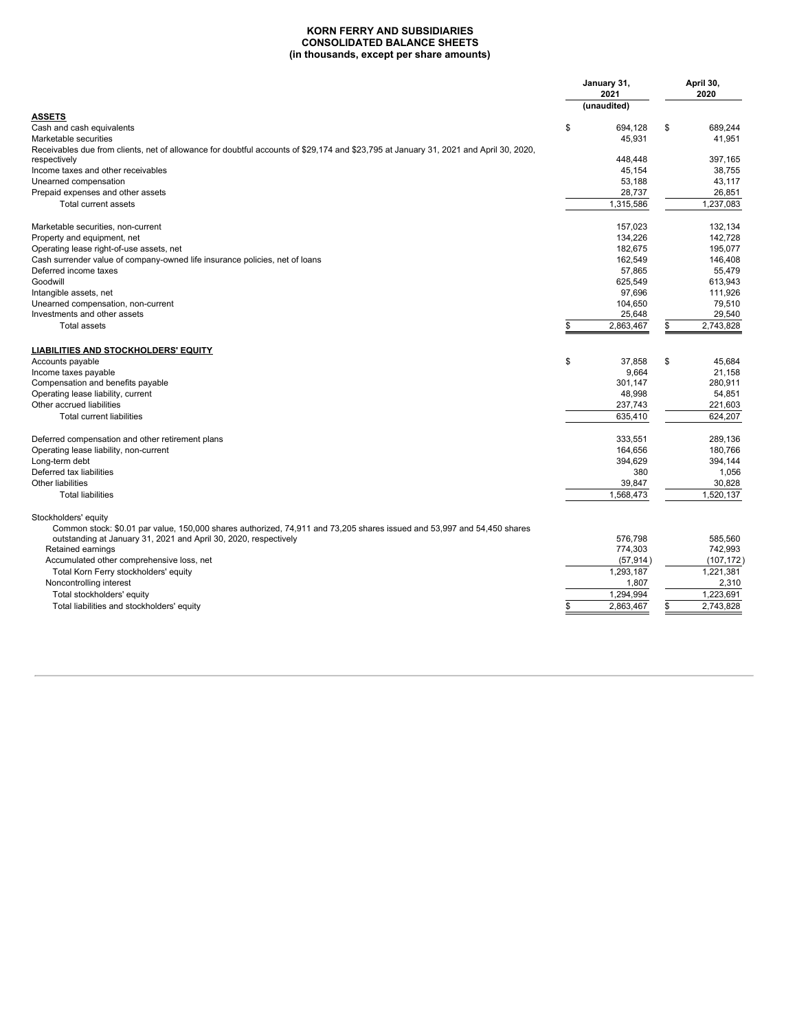**KORN FERRY AND SUBSIDIARIES**
**CONSOLIDATED BALANCE SHEETS**
**(in thousands, except per share amounts)**

| | January 31, 2021 (unaudited) | April 30, 2020 |
|---|---|---|
| **ASSETS** | | |
| Cash and cash equivalents | $ 694,128 | $ 689,244 |
| Marketable securities | 45,931 | 41,951 |
| Receivables due from clients, net of allowance for doubtful accounts of $29,174 and $23,795 at January 31, 2021 and April 30, 2020, respectively | 448,448 | 397,165 |
| Income taxes and other receivables | 45,154 | 38,755 |
| Unearned compensation | 53,188 | 43,117 |
| Prepaid expenses and other assets | 28,737 | 26,851 |
| Total current assets | 1,315,586 | 1,237,083 |
| | | |
| Marketable securities, non-current | 157,023 | 132,134 |
| Property and equipment, net | 134,226 | 142,728 |
| Operating lease right-of-use assets, net | 182,675 | 195,077 |
| Cash surrender value of company-owned life insurance policies, net of loans | 162,549 | 146,408 |
| Deferred income taxes | 57,865 | 55,479 |
| Goodwill | 625,549 | 613,943 |
| Intangible assets, net | 97,696 | 111,926 |
| Unearned compensation, non-current | 104,650 | 79,510 |
| Investments and other assets | 25,648 | 29,540 |
| Total assets | $ 2,863,467 | $ 2,743,828 |
| | | |
| **LIABILITIES AND STOCKHOLDERS' EQUITY** | | |
| Accounts payable | $ 37,858 | $ 45,684 |
| Income taxes payable | 9,664 | 21,158 |
| Compensation and benefits payable | 301,147 | 280,911 |
| Operating lease liability, current | 48,998 | 54,851 |
| Other accrued liabilities | 237,743 | 221,603 |
| Total current liabilities | 635,410 | 624,207 |
| | | |
| Deferred compensation and other retirement plans | 333,551 | 289,136 |
| Operating lease liability, non-current | 164,656 | 180,766 |
| Long-term debt | 394,629 | 394,144 |
| Deferred tax liabilities | 380 | 1,056 |
| Other liabilities | 39,847 | 30,828 |
| Total liabilities | 1,568,473 | 1,520,137 |
| | | |
| Stockholders' equity | | |
| Common stock: $0.01 par value, 150,000 shares authorized, 74,911 and 73,205 shares issued and 53,997 and 54,450 shares outstanding at January 31, 2021 and April 30, 2020, respectively | 576,798 | 585,560 |
| Retained earnings | 774,303 | 742,993 |
| Accumulated other comprehensive loss, net | (57,914) | (107,172) |
| Total Korn Ferry stockholders' equity | 1,293,187 | 1,221,381 |
| Noncontrolling interest | 1,807 | 2,310 |
| Total stockholders' equity | 1,294,994 | 1,223,691 |
| Total liabilities and stockholders' equity | $ 2,863,467 | $ 2,743,828 |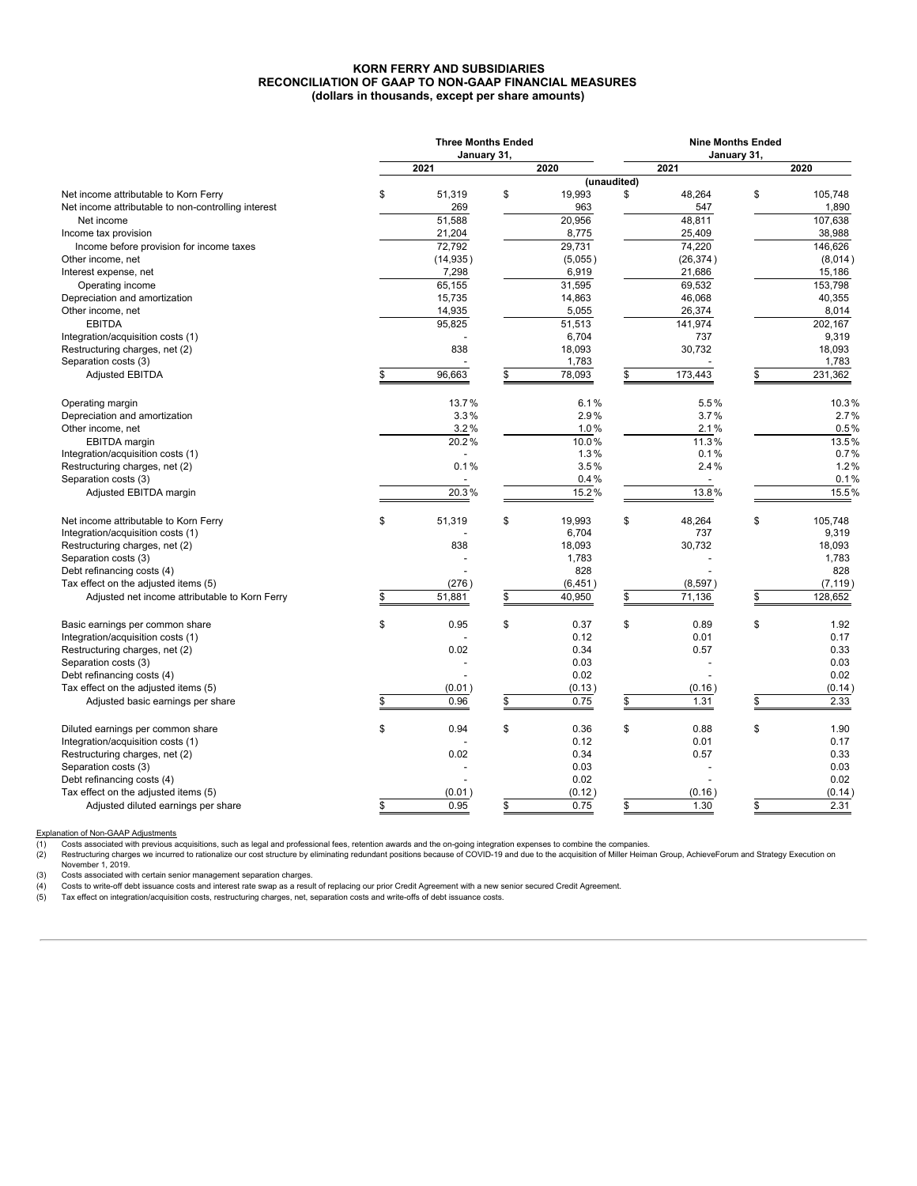**KORN FERRY AND SUBSIDIARIES**
**RECONCILIATION OF GAAP TO NON-GAAP FINANCIAL MEASURES**
**(dollars in thousands, except per share amounts)**

| | Three Months Ended January 31, | | Nine Months Ended January 31, | |
|---|---|---|---|---|
| | 2021 | 2020 | 2021 | 2020 |
| | (unaudited) | | | |
| Net income attributable to Korn Ferry | $ 51,319 | $ 19,993 | $ 48,264 | $ 105,748 |
| Net income attributable to non-controlling interest | 269 | 963 | 547 | 1,890 |
| Net income | 51,588 | 20,956 | 48,811 | 107,638 |
| Income tax provision | 21,204 | 8,775 | 25,409 | 38,988 |
| Income before provision for income taxes | 72,792 | 29,731 | 74,220 | 146,626 |
| Other income, net | (14,935) | (5,055) | (26,374) | (8,014) |
| Interest expense, net | 7,298 | 6,919 | 21,686 | 15,186 |
| Operating income | 65,155 | 31,595 | 69,532 | 153,798 |
| Depreciation and amortization | 15,735 | 14,863 | 46,068 | 40,355 |
| Other income, net | 14,935 | 5,055 | 26,374 | 8,014 |
| EBITDA | 95,825 | 51,513 | 141,974 | 202,167 |
| Integration/acquisition costs (1) | - | 6,704 | 737 | 9,319 |
| Restructuring charges, net (2) | 838 | 18,093 | 30,732 | 18,093 |
| Separation costs (3) | - | 1,783 | - | 1,783 |
| Adjusted EBITDA | $ 96,663 | $ 78,093 | $ 173,443 | $ 231,362 |
| | | | | |
| Operating margin | 13.7% | 6.1% | 5.5% | 10.3% |
| Depreciation and amortization | 3.3% | 2.9% | 3.7% | 2.7% |
| Other income, net | 3.2% | 1.0% | 2.1% | 0.5% |
| EBITDA margin | 20.2% | 10.0% | 11.3% | 13.5% |
| Integration/acquisition costs (1) | - | 1.3% | 0.1% | 0.7% |
| Restructuring charges, net (2) | 0.1% | 3.5% | 2.4% | 1.2% |
| Separation costs (3) | - | 0.4% | - | 0.1% |
| Adjusted EBITDA margin | 20.3% | 15.2% | 13.8% | 15.5% |
| | | | | |
| Net income attributable to Korn Ferry | $ 51,319 | $ 19,993 | $ 48,264 | $ 105,748 |
| Integration/acquisition costs (1) | - | 6,704 | 737 | 9,319 |
| Restructuring charges, net (2) | 838 | 18,093 | 30,732 | 18,093 |
| Separation costs (3) | - | 1,783 | - | 1,783 |
| Debt refinancing costs (4) | - | 828 | - | 828 |
| Tax effect on the adjusted items (5) | (276) | (6,451) | (8,597) | (7,119) |
| Adjusted net income attributable to Korn Ferry | $ 51,881 | $ 40,950 | $ 71,136 | $ 128,652 |
| | | | | |
| Basic earnings per common share | $ 0.95 | $ 0.37 | $ 0.89 | $ 1.92 |
| Integration/acquisition costs (1) | - | 0.12 | 0.01 | 0.17 |
| Restructuring charges, net (2) | 0.02 | 0.34 | 0.57 | 0.33 |
| Separation costs (3) | - | 0.03 | - | 0.03 |
| Debt refinancing costs (4) | - | 0.02 | - | 0.02 |
| Tax effect on the adjusted items (5) | (0.01) | (0.13) | (0.16) | (0.14) |
| Adjusted basic earnings per share | $ 0.96 | $ 0.75 | $ 1.31 | $ 2.33 |
| | | | | |
| Diluted earnings per common share | $ 0.94 | $ 0.36 | $ 0.88 | $ 1.90 |
| Integration/acquisition costs (1) | - | 0.12 | 0.01 | 0.17 |
| Restructuring charges, net (2) | 0.02 | 0.34 | 0.57 | 0.33 |
| Separation costs (3) | - | 0.03 | - | 0.03 |
| Debt refinancing costs (4) | - | 0.02 | - | 0.02 |
| Tax effect on the adjusted items (5) | (0.01) | (0.12) | (0.16) | (0.14) |
| Adjusted diluted earnings per share | $ 0.95 | $ 0.75 | $ 1.30 | $ 2.31 |

Explanation of Non-GAAP Adjustments

(1) Costs associated with previous acquisitions, such as legal and professional fees, retention awards and the on-going integration expenses to combine the companies.
(2) Restructuring charges we incurred to rationalize our cost structure by eliminating redundant positions because of COVID-19 and due to the acquisition of Miller Heiman Group, AchieveForum and Strategy Execution on November 1, 2019.
(3) Costs associated with certain senior management separation charges.
(4) Costs to write-off debt issuance costs and interest rate swap as a result of replacing our prior Credit Agreement with a new senior secured Credit Agreement.
(5) Tax effect on integration/acquisition costs, restructuring charges, net, separation costs and write-offs of debt issuance costs.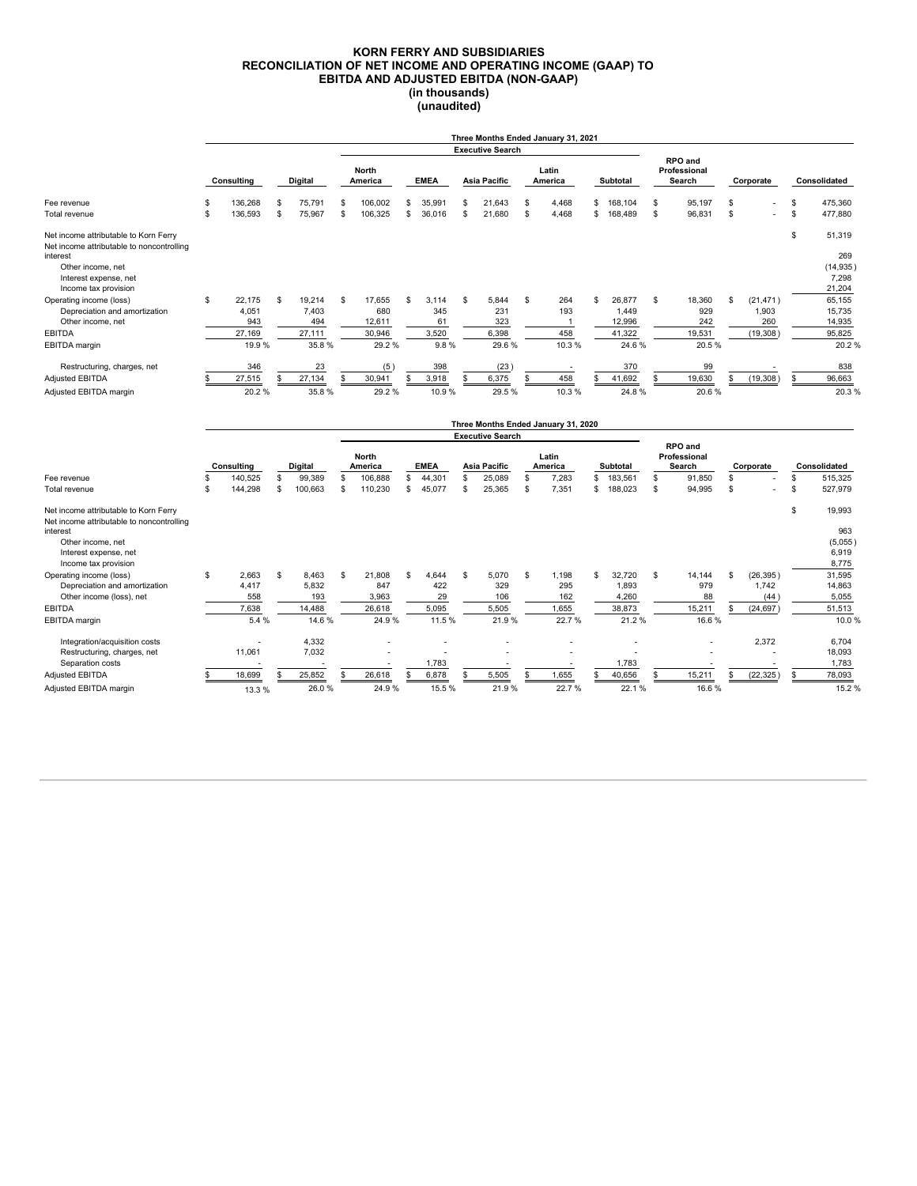# KORN FERRY AND SUBSIDIARIES
## RECONCILIATION OF NET INCOME AND OPERATING INCOME (GAAP) TO EBITDA AND ADJUSTED EBITDA (NON-GAAP)
### (in thousands)
### (unaudited)

| | Three Months Ended January 31, 2021 | | | | | | | | | |
|---|---|---|---|---|---|---|---|---|---|---|
| | | | Executive Search | | | | | | | |
| | Consulting | Digital | North America | EMEA | Asia Pacific | Latin America | Subtotal | RPO and Professional Search | Corporate | Consolidated |
| Fee revenue | $ 136,268 | $ 75,791 | $ 106,002 | $ 35,991 | $ 21,643 | $ 4,468 | $ 168,104 | $ 95,197 | $ - | $ 475,360 |
| Total revenue | $ 136,593 | $ 75,967 | $ 106,325 | $ 36,016 | $ 21,680 | $ 4,468 | $ 168,489 | $ 96,831 | $ - | $ 477,880 |
| Net income attributable to Korn Ferry | | | | | | | | | | $ 51,319 |
| Net income attributable to noncontrolling interest | | | | | | | | | | 269 |
| Other income, net | | | | | | | | | | (14,935) |
| Interest expense, net | | | | | | | | | | 7,298 |
| Income tax provision | | | | | | | | | | 21,204 |
| Operating income (loss) | $ 22,175 | $ 19,214 | $ 17,655 | $ 3,114 | $ 5,844 | $ 264 | $ 26,877 | $ 18,360 | $ (21,471) | 65,155 |
| Depreciation and amortization | 4,051 | 7,403 | 680 | 345 | 231 | 193 | 1,449 | 929 | 1,903 | 15,735 |
| Other income, net | 943 | 494 | 12,611 | 61 | 323 | 1 | 12,996 | 242 | 260 | 14,935 |
| EBITDA | 27,169 | 27,111 | 30,946 | 3,520 | 6,398 | 458 | 41,322 | 19,531 | (19,308) | 95,825 |
| EBITDA margin | 19.9 % | 35.8 % | 29.2 % | 9.8 % | 29.6 % | 10.3 % | 24.6 % | 20.5 % | | 20.2 % |
| Restructuring, charges, net | 346 | 23 | (5) | 398 | (23) | - | 370 | 99 | - | 838 |
| Adjusted EBITDA | $ 27,515 | $ 27,134 | $ 30,941 | $ 3,918 | $ 6,375 | $ 458 | $ 41,692 | $ 19,630 | $ (19,308) | $ 96,663 |
| Adjusted EBITDA margin | 20.2 % | 35.8 % | 29.2 % | 10.9 % | 29.5 % | 10.3 % | 24.8 % | 20.6 % | | 20.3 % |

| | Three Months Ended January 31, 2020 | | | | | | | | | |
|---|---|---|---|---|---|---|---|---|---|---|
| | | | Executive Search | | | | | | | |
| | Consulting | Digital | North America | EMEA | Asia Pacific | Latin America | Subtotal | RPO and Professional Search | Corporate | Consolidated |
| Fee revenue | $ 140,525 | $ 99,389 | $ 106,888 | $ 44,301 | $ 25,089 | $ 7,283 | $ 183,561 | $ 91,850 | $ - | $ 515,325 |
| Total revenue | $ 144,298 | $ 100,663 | $ 110,230 | $ 45,077 | $ 25,365 | $ 7,351 | $ 188,023 | $ 94,995 | $ - | $ 527,979 |
| Net income attributable to Korn Ferry | | | | | | | | | | $ 19,993 |
| Net income attributable to noncontrolling interest | | | | | | | | | | 963 |
| Other income, net | | | | | | | | | | (5,055) |
| Interest expense, net | | | | | | | | | | 6,919 |
| Income tax provision | | | | | | | | | | 8,775 |
| Operating income (loss) | $ 2,663 | $ 8,463 | $ 21,808 | $ 4,644 | $ 5,070 | $ 1,198 | $ 32,720 | $ 14,144 | $ (26,395) | 31,595 |
| Depreciation and amortization | 4,417 | 5,832 | 847 | 422 | 329 | 295 | 1,893 | 979 | 1,742 | 14,863 |
| Other income (loss), net | 558 | 193 | 3,963 | 29 | 106 | 162 | 4,260 | 88 | (44) | 5,055 |
| EBITDA | 7,638 | 14,488 | 26,618 | 5,095 | 5,505 | 1,655 | 38,873 | 15,211 | $ (24,697) | 51,513 |
| EBITDA margin | 5.4 % | 14.6 % | 24.9 % | 11.5 % | 21.9 % | 22.7 % | 21.2 % | 16.6 % | | 10.0 % |
| Integration/acquisition costs | - | 4,332 | - | - | - | - | - | - | 2,372 | 6,704 |
| Restructuring, charges, net | 11,061 | 7,032 | - | - | - | - | - | - | - | 18,093 |
| Separation costs | - | - | - | 1,783 | - | - | 1,783 | - | - | 1,783 |
| Adjusted EBITDA | $ 18,699 | $ 25,852 | $ 26,618 | $ 6,878 | $ 5,505 | $ 1,655 | $ 40,656 | $ 15,211 | $ (22,325) | $ 78,093 |
| Adjusted EBITDA margin | 13.3 % | 26.0 % | 24.9 % | 15.5 % | 21.9 % | 22.7 % | 22.1 % | 16.6 % | | 15.2 % |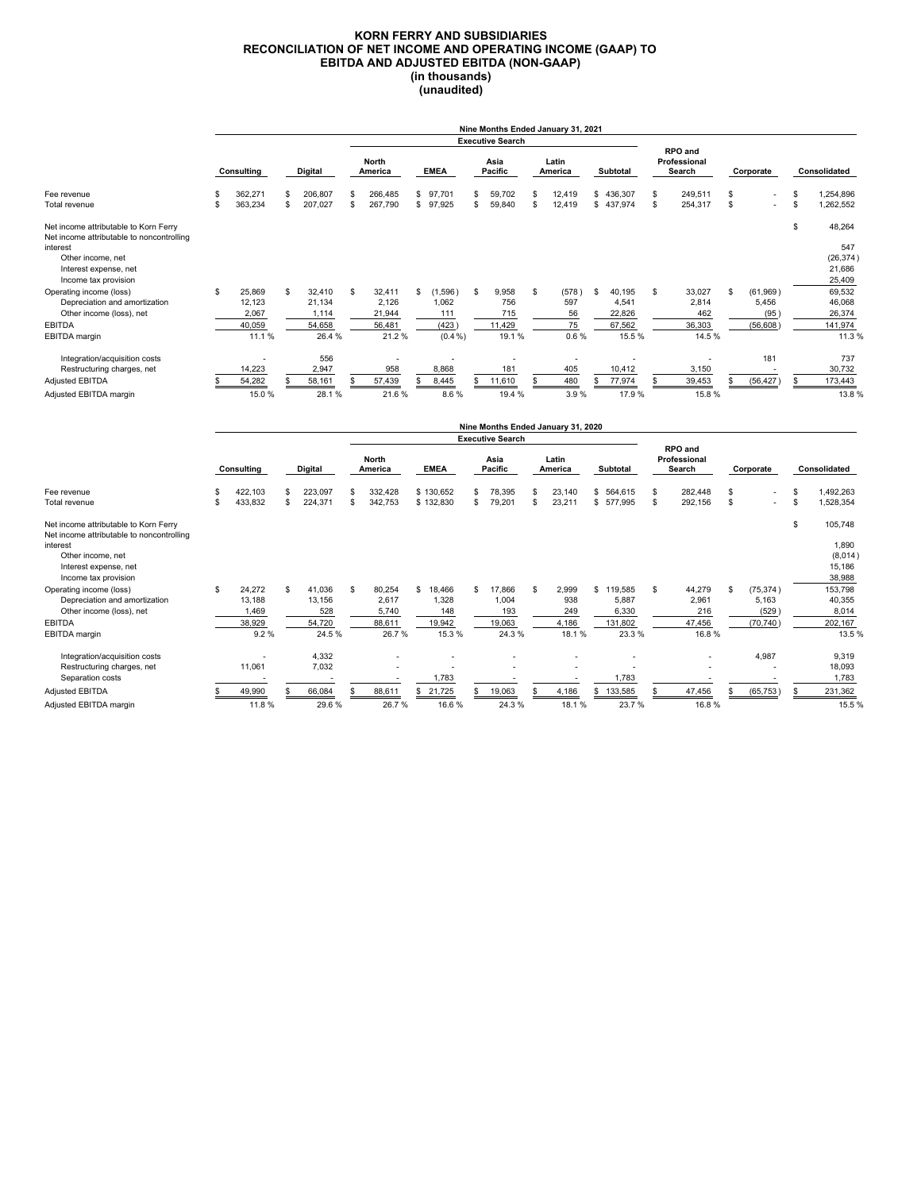# KORN FERRY AND SUBSIDIARIES
## RECONCILIATION OF NET INCOME AND OPERATING INCOME (GAAP) TO EBITDA AND ADJUSTED EBITDA (NON-GAAP)
### (in thousands)
### (unaudited)

| | Nine Months Ended January 31, 2021 | | | | | | | | | |
|---|---|---|---|---|---|---|---|---|---|---|
| | | | Executive Search | | | | | | | |
| | Consulting | Digital | North America | EMEA | Asia Pacific | Latin America | Subtotal | RPO and Professional Search | Corporate | Consolidated |
| Fee revenue | $ 362,271 | $ 206,807 | $ 266,485 | $ 97,701 | $ 59,702 | $ 12,419 | $ 436,307 | $ 249,511 | $ - | $ 1,254,896 |
| Total revenue | $ 363,234 | $ 207,027 | $ 267,790 | $ 97,925 | $ 59,840 | $ 12,419 | $ 437,974 | $ 254,317 | $ - | $ 1,262,552 |
| Net income attributable to Korn Ferry | | | | | | | | | | $ 48,264 |
| Net income attributable to noncontrolling interest | | | | | | | | | | 547 |
| Other income, net | | | | | | | | | | (26,374) |
| Interest expense, net | | | | | | | | | | 21,686 |
| Income tax provision | | | | | | | | | | 25,409 |
| Operating income (loss) | $ 25,869 | $ 32,410 | $ 32,411 | $ (1,596) | $ 9,958 | $ (578) | $ 40,195 | $ 33,027 | $ (61,969) | 69,532 |
| Depreciation and amortization | 12,123 | 21,134 | 2,126 | 1,062 | 756 | 597 | 4,541 | 2,814 | 5,456 | 46,068 |
| Other income (loss), net | 2,067 | 1,114 | 21,944 | 111 | 715 | 56 | 22,826 | 462 | (95) | 26,374 |
| EBITDA | 40,059 | 54,658 | 56,481 | (423) | 11,429 | 75 | 67,562 | 36,303 | (56,608) | 141,974 |
| EBITDA margin | 11.1 % | 26.4 % | 21.2 % | (0.4 %) | 19.1 % | 0.6 % | 15.5 % | 14.5 % | | 11.3 % |
| Integration/acquisition costs | - | 556 | - | - | - | - | - | - | 181 | 737 |
| Restructuring charges, net | 14,223 | 2,947 | 958 | 8,868 | 181 | 405 | 10,412 | 3,150 | - | 30,732 |
| Adjusted EBITDA | $ 54,282 | $ 58,161 | $ 57,439 | $ 8,445 | $ 11,610 | $ 480 | $ 77,974 | $ 39,453 | $ (56,427) | $ 173,443 |
| Adjusted EBITDA margin | 15.0 % | 28.1 % | 21.6 % | 8.6 % | 19.4 % | 3.9 % | 17.9 % | 15.8 % | | 13.8 % |

| | Nine Months Ended January 31, 2020 | | | | | | | | | |
|---|---|---|---|---|---|---|---|---|---|---|
| | | | Executive Search | | | | | | | |
| | Consulting | Digital | North America | EMEA | Asia Pacific | Latin America | Subtotal | RPO and Professional Search | Corporate | Consolidated |
| Fee revenue | $ 422,103 | $ 223,097 | $ 332,428 | $ 130,652 | $ 78,395 | $ 23,140 | $ 564,615 | $ 282,448 | $ - | $ 1,492,263 |
| Total revenue | $ 433,832 | $ 224,371 | $ 342,753 | $ 132,830 | $ 79,201 | $ 23,211 | $ 577,995 | $ 292,156 | $ - | $ 1,528,354 |
| Net income attributable to Korn Ferry | | | | | | | | | | $ 105,748 |
| Net income attributable to noncontrolling interest | | | | | | | | | | 1,890 |
| Other income, net | | | | | | | | | | (8,014) |
| Interest expense, net | | | | | | | | | | 15,186 |
| Income tax provision | | | | | | | | | | 38,988 |
| Operating income (loss) | $ 24,272 | $ 41,036 | $ 80,254 | $ 18,466 | $ 17,866 | $ 2,999 | $ 119,585 | $ 44,279 | $ (75,374) | 153,798 |
| Depreciation and amortization | 13,188 | 13,156 | 2,617 | 1,328 | 1,004 | 938 | 5,887 | 2,961 | 5,163 | 40,355 |
| Other income (loss), net | 1,469 | 528 | 5,740 | 148 | 193 | 249 | 6,330 | 216 | (529) | 8,014 |
| EBITDA | 38,929 | 54,720 | 88,611 | 19,942 | 19,063 | 4,186 | 131,802 | 47,456 | (70,740) | 202,167 |
| EBITDA margin | 9.2 % | 24.5 % | 26.7 % | 15.3 % | 24.3 % | 18.1 % | 23.3 % | 16.8 % | | 13.5 % |
| Integration/acquisition costs | - | 4,332 | - | - | - | - | - | - | 4,987 | 9,319 |
| Restructuring charges, net | 11,061 | 7,032 | - | - | - | - | - | - | - | 18,093 |
| Separation costs | - | - | - | 1,783 | - | - | 1,783 | - | - | 1,783 |
| Adjusted EBITDA | $ 49,990 | $ 66,084 | $ 88,611 | $ 21,725 | $ 19,063 | $ 4,186 | $ 133,585 | $ 47,456 | $ (65,753) | $ 231,362 |
| Adjusted EBITDA margin | 11.8 % | 29.6 % | 26.7 % | 16.6 % | 24.3 % | 18.1 % | 23.7 % | 16.8 % | | 15.5 % |